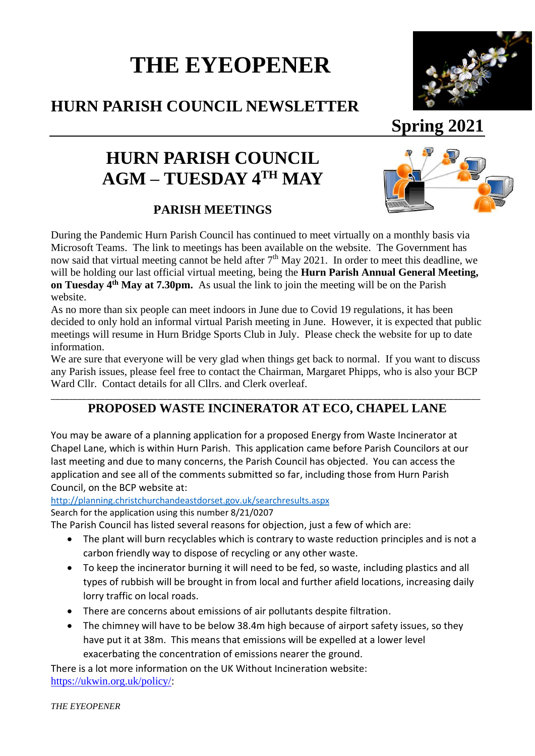# THE EYEOPENER

## HURN PARISH COUNCIL NEWSLETTER

**Spring 2021**

# HURN PARISH COUNCIL AGM – TUESDAY 4TH MAY

### PARISH MEETINGS

During the Pandemic Hurn Parish Council has continued to meet virtually on a monthly basis via Microsoft Teams. The link to meetings has been available on the website. The Government has now said that virtual meeting cannot be held after 7th May 2021. In order to meet this deadline, we will be holding our last official virtual meeting, being the **Hurn Parish Annual General Meeting, on Tuesday 4th May at 7.30pm.** As usual the link to join the meeting will be on the Parish website.

As no more than six people can meet indoors in June due to Covid 19 regulations, it has been decided to only hold an informal virtual Parish meeting in June. However, it is expected that public meetings will resume in Hurn Bridge Sports Club in July. Please check the website for up to date information.

We are sure that everyone will be very glad when things get back to normal. If you want to discuss any Parish issues, please feel free to contact the Chairman, Margaret Phipps, who is also your BCP Ward Cllr. Contact details for all Cllrs. and Clerk overleaf.

---

## PROPOSED WASTE INCINERATOR AT ECO, CHAPEL LANE

You may be aware of a planning application for a proposed Energy from Waste Incinerator at Chapel Lane, which is within Hurn Parish. This application came before Parish Councilors at our last meeting and due to many concerns, the Parish Council has objected. You can access the application and see all of the comments submitted so far, including those from Hurn Parish Council, on the BCP website at:

http://planning.christchurchandeastdorset.gov.uk/searchresults.aspx

Search for the application using this number 8/21/0207

The Parish Council has listed several reasons for objection, just a few of which are:

- The plant will burn recyclables which is contrary to waste reduction principles and is not a carbon friendly way to dispose of recycling or any other waste.
- To keep the incinerator burning it will need to be fed, so waste, including plastics and all types of rubbish will be brought in from local and further afield locations, increasing daily lorry traffic on local roads.
- There are concerns about emissions of air pollutants despite filtration.
- The chimney will have to be below 38.4m high because of airport safety issues, so they have put it at 38m. This means that emissions will be expelled at a lower level exacerbating the concentration of emissions nearer the ground.

There is a lot more information on the UK Without Incineration website: https://ukwin.org.uk/policy/: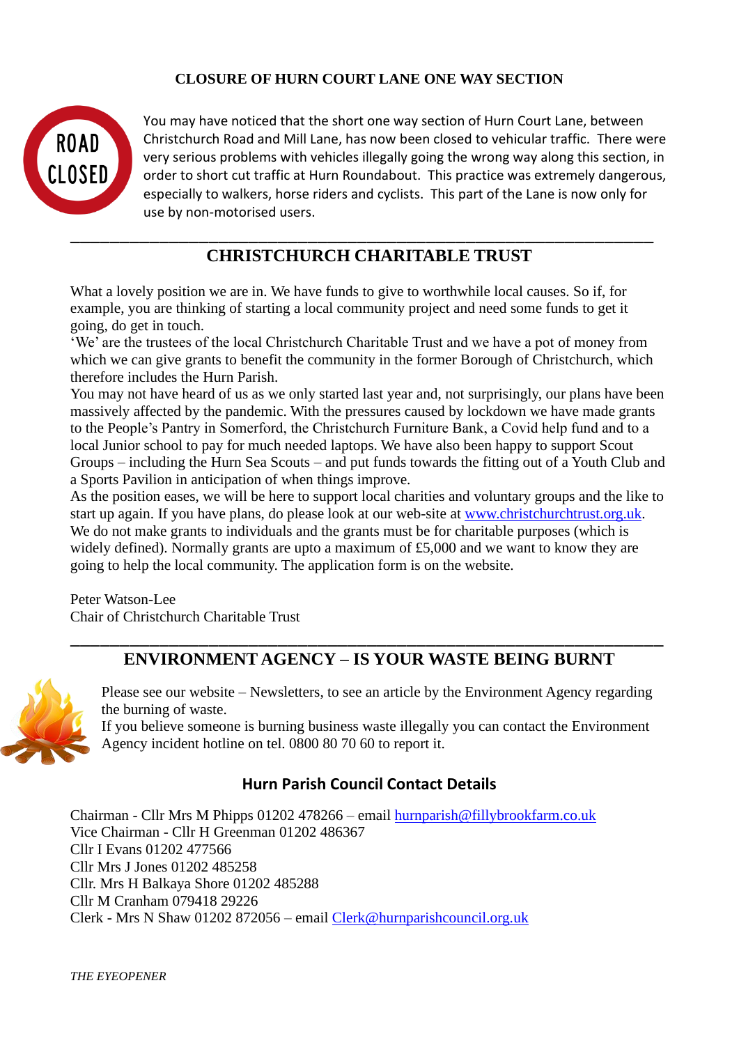## CLOSURE OF HURN COURT LANE ONE WAY SECTION

You may have noticed that the short one way section of Hurn Court Lane, between Christchurch Road and Mill Lane, has now been closed to vehicular traffic. There were very serious problems with vehicles illegally going the wrong way along this section, in order to short cut traffic at Hurn Roundabout. This practice was extremely dangerous, especially to walkers, horse riders and cyclists. This part of the Lane is now only for use by non-motorised users.

---

## CHRISTCHURCH CHARITABLE TRUST

What a lovely position we are in. We have funds to give to worthwhile local causes. So if, for example, you are thinking of starting a local community project and need some funds to get it going, do get in touch.
'We' are the trustees of the local Christchurch Charitable Trust and we have a pot of money from which we can give grants to benefit the community in the former Borough of Christchurch, which therefore includes the Hurn Parish.
You may not have heard of us as we only started last year and, not surprisingly, our plans have been massively affected by the pandemic. With the pressures caused by lockdown we have made grants to the People's Pantry in Somerford, the Christchurch Furniture Bank, a Covid help fund and to a local Junior school to pay for much needed laptops. We have also been happy to support Scout Groups – including the Hurn Sea Scouts – and put funds towards the fitting out of a Youth Club and a Sports Pavilion in anticipation of when things improve.
As the position eases, we will be here to support local charities and voluntary groups and the like to start up again. If you have plans, do please look at our web-site at www.christchurchtrust.org.uk.
We do not make grants to individuals and the grants must be for charitable purposes (which is widely defined). Normally grants are upto a maximum of £5,000 and we want to know they are going to help the local community. The application form is on the website.

Peter Watson-Lee
Chair of Christchurch Charitable Trust

---

## ENVIRONMENT AGENCY – IS YOUR WASTE BEING BURNT

Please see our website – Newsletters, to see an article by the Environment Agency regarding the burning of waste.
If you believe someone is burning business waste illegally you can contact the Environment Agency incident hotline on tel. 0800 80 70 60 to report it.

### Hurn Parish Council Contact Details

Chairman - Cllr Mrs M Phipps 01202 478266 – email hurnparish@fillybrookfarm.co.uk
Vice Chairman - Cllr H Greenman 01202 486367
Cllr I Evans 01202 477566
Cllr Mrs J Jones 01202 485258
Cllr. Mrs H Balkaya Shore 01202 485288
Cllr M Cranham 079418 29226
Clerk - Mrs N Shaw 01202 872056 – email Clerk@hurnparishcouncil.org.uk